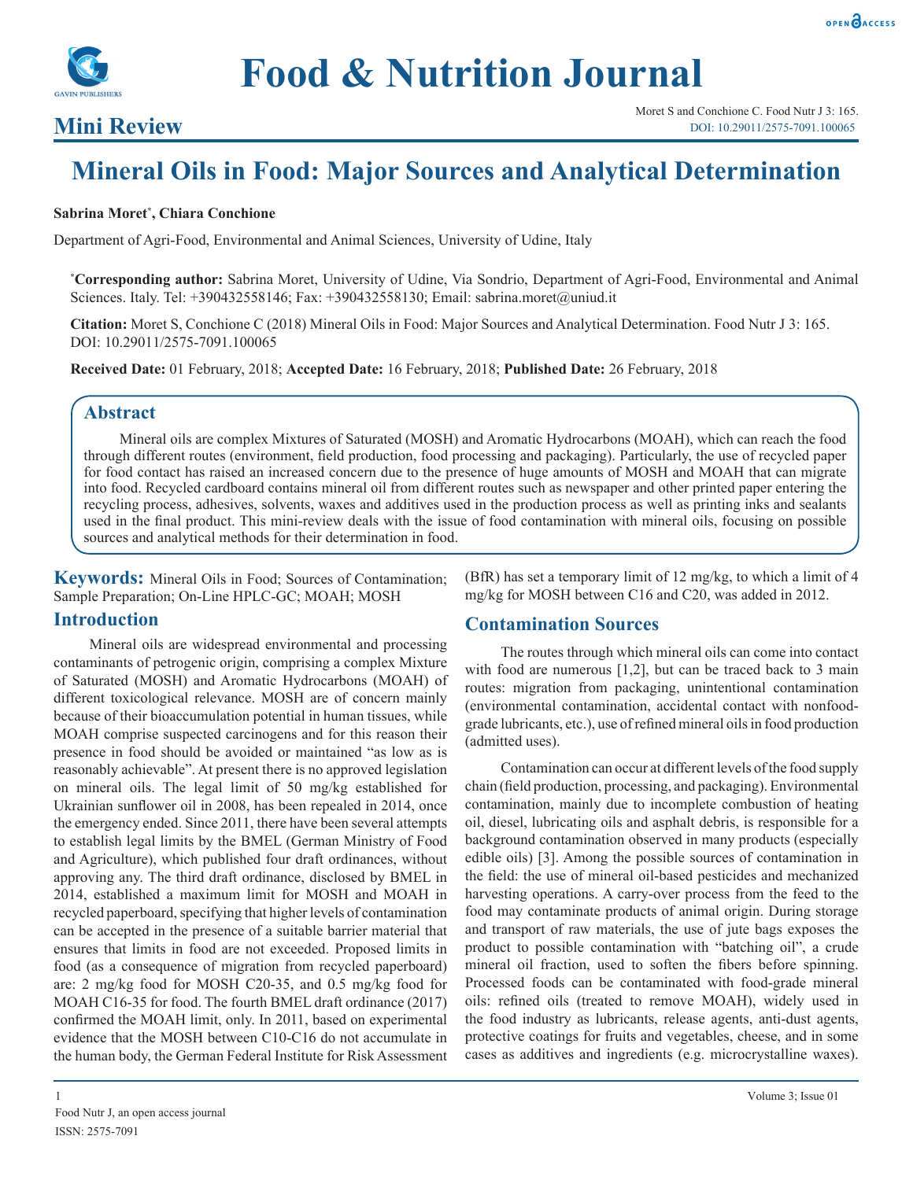# Food & Nutrition Journal

**Mini Review**

Moret S and Conchione C. Food Nutr J 3: 165.
DOI: 10.29011/2575-7091.100065

# Mineral Oils in Food: Major Sources and Analytical Determination

**Sabrina Moret*, Chiara Conchione**

Department of Agri-Food, Environmental and Animal Sciences, University of Udine, Italy

***Corresponding author:** Sabrina Moret, University of Udine, Via Sondrio, Department of Agri-Food, Environmental and Animal Sciences. Italy. Tel: +390432558146; Fax: +390432558130; Email: sabrina.moret@uniud.it

**Citation:** Moret S, Conchione C (2018) Mineral Oils in Food: Major Sources and Analytical Determination. Food Nutr J 3: 165. DOI: 10.29011/2575-7091.100065

**Received Date:** 01 February, 2018; **Accepted Date:** 16 February, 2018; **Published Date:** 26 February, 2018

## Abstract

Mineral oils are complex Mixtures of Saturated (MOSH) and Aromatic Hydrocarbons (MOAH), which can reach the food through different routes (environment, field production, food processing and packaging). Particularly, the use of recycled paper for food contact has raised an increased concern due to the presence of huge amounts of MOSH and MOAH that can migrate into food. Recycled cardboard contains mineral oil from different routes such as newspaper and other printed paper entering the recycling process, adhesives, solvents, waxes and additives used in the production process as well as printing inks and sealants used in the final product. This mini-review deals with the issue of food contamination with mineral oils, focusing on possible sources and analytical methods for their determination in food.

**Keywords:** Mineral Oils in Food; Sources of Contamination; Sample Preparation; On-Line HPLC-GC; MOAH; MOSH

## Introduction

Mineral oils are widespread environmental and processing contaminants of petrogenic origin, comprising a complex Mixture of Saturated (MOSH) and Aromatic Hydrocarbons (MOAH) of different toxicological relevance. MOSH are of concern mainly because of their bioaccumulation potential in human tissues, while MOAH comprise suspected carcinogens and for this reason their presence in food should be avoided or maintained "as low as is reasonably achievable". At present there is no approved legislation on mineral oils. The legal limit of 50 mg/kg established for Ukrainian sunflower oil in 2008, has been repealed in 2014, once the emergency ended. Since 2011, there have been several attempts to establish legal limits by the BMEL (German Ministry of Food and Agriculture), which published four draft ordinances, without approving any. The third draft ordinance, disclosed by BMEL in 2014, established a maximum limit for MOSH and MOAH in recycled paperboard, specifying that higher levels of contamination can be accepted in the presence of a suitable barrier material that ensures that limits in food are not exceeded. Proposed limits in food (as a consequence of migration from recycled paperboard) are: 2 mg/kg food for MOSH C20-35, and 0.5 mg/kg food for MOAH C16-35 for food. The fourth BMEL draft ordinance (2017) confirmed the MOAH limit, only. In 2011, based on experimental evidence that the MOSH between C10-C16 do not accumulate in the human body, the German Federal Institute for Risk Assessment (BfR) has set a temporary limit of 12 mg/kg, to which a limit of 4 mg/kg for MOSH between C16 and C20, was added in 2012.

## Contamination Sources

The routes through which mineral oils can come into contact with food are numerous [1,2], but can be traced back to 3 main routes: migration from packaging, unintentional contamination (environmental contamination, accidental contact with nonfood-grade lubricants, etc.), use of refined mineral oils in food production (admitted uses).

Contamination can occur at different levels of the food supply chain (field production, processing, and packaging). Environmental contamination, mainly due to incomplete combustion of heating oil, diesel, lubricating oils and asphalt debris, is responsible for a background contamination observed in many products (especially edible oils) [3]. Among the possible sources of contamination in the field: the use of mineral oil-based pesticides and mechanized harvesting operations. A carry-over process from the feed to the food may contaminate products of animal origin. During storage and transport of raw materials, the use of jute bags exposes the product to possible contamination with "batching oil", a crude mineral oil fraction, used to soften the fibers before spinning. Processed foods can be contaminated with food-grade mineral oils: refined oils (treated to remove MOAH), widely used in the food industry as lubricants, release agents, anti-dust agents, protective coatings for fruits and vegetables, cheese, and in some cases as additives and ingredients (e.g. microcrystalline waxes).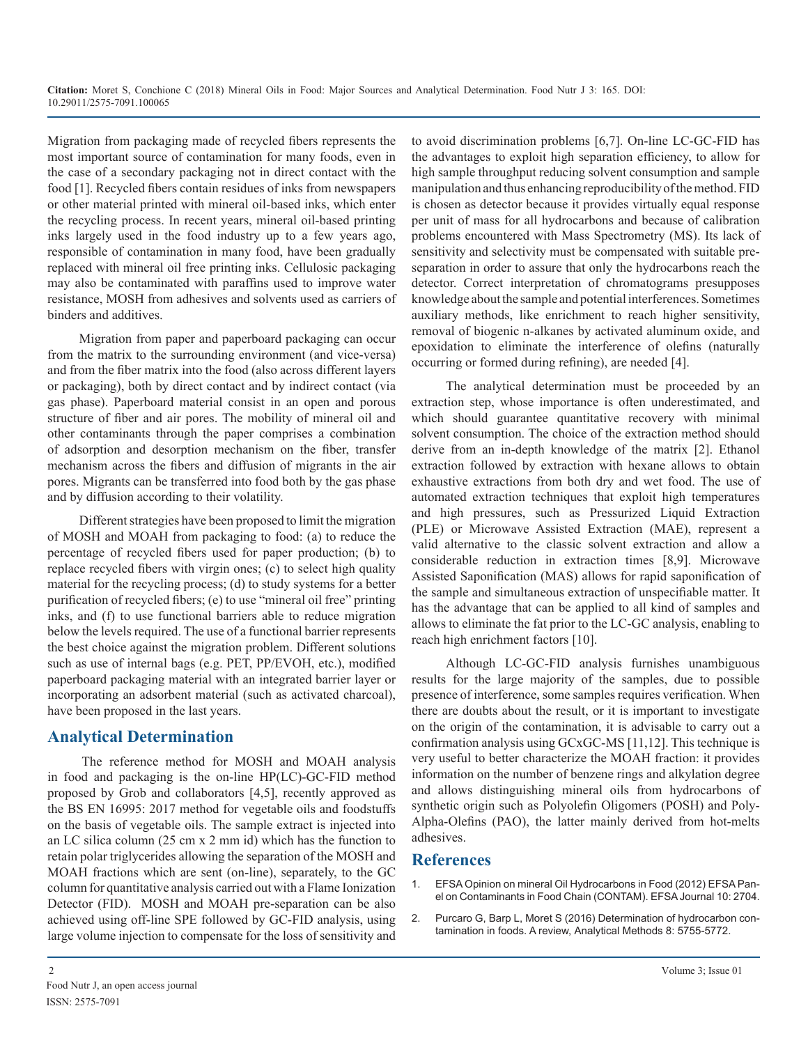Migration from packaging made of recycled fibers represents the most important source of contamination for many foods, even in the case of a secondary packaging not in direct contact with the food [1]. Recycled fibers contain residues of inks from newspapers or other material printed with mineral oil-based inks, which enter the recycling process. In recent years, mineral oil-based printing inks largely used in the food industry up to a few years ago, responsible of contamination in many food, have been gradually replaced with mineral oil free printing inks. Cellulosic packaging may also be contaminated with paraffins used to improve water resistance, MOSH from adhesives and solvents used as carriers of binders and additives.

Migration from paper and paperboard packaging can occur from the matrix to the surrounding environment (and vice-versa) and from the fiber matrix into the food (also across different layers or packaging), both by direct contact and by indirect contact (via gas phase). Paperboard material consist in an open and porous structure of fiber and air pores. The mobility of mineral oil and other contaminants through the paper comprises a combination of adsorption and desorption mechanism on the fiber, transfer mechanism across the fibers and diffusion of migrants in the air pores. Migrants can be transferred into food both by the gas phase and by diffusion according to their volatility.

Different strategies have been proposed to limit the migration of MOSH and MOAH from packaging to food: (a) to reduce the percentage of recycled fibers used for paper production; (b) to replace recycled fibers with virgin ones; (c) to select high quality material for the recycling process; (d) to study systems for a better purification of recycled fibers; (e) to use "mineral oil free" printing inks, and (f) to use functional barriers able to reduce migration below the levels required. The use of a functional barrier represents the best choice against the migration problem. Different solutions such as use of internal bags (e.g. PET, PP/EVOH, etc.), modified paperboard packaging material with an integrated barrier layer or incorporating an adsorbent material (such as activated charcoal), have been proposed in the last years.

## Analytical Determination

The reference method for MOSH and MOAH analysis in food and packaging is the on-line HP(LC)-GC-FID method proposed by Grob and collaborators [4,5], recently approved as the BS EN 16995: 2017 method for vegetable oils and foodstuffs on the basis of vegetable oils. The sample extract is injected into an LC silica column (25 cm x 2 mm id) which has the function to retain polar triglycerides allowing the separation of the MOSH and MOAH fractions which are sent (on-line), separately, to the GC column for quantitative analysis carried out with a Flame Ionization Detector (FID). MOSH and MOAH pre-separation can be also achieved using off-line SPE followed by GC-FID analysis, using large volume injection to compensate for the loss of sensitivity and to avoid discrimination problems [6,7]. On-line LC-GC-FID has the advantages to exploit high separation efficiency, to allow for high sample throughput reducing solvent consumption and sample manipulation and thus enhancing reproducibility of the method. FID is chosen as detector because it provides virtually equal response per unit of mass for all hydrocarbons and because of calibration problems encountered with Mass Spectrometry (MS). Its lack of sensitivity and selectivity must be compensated with suitable pre-separation in order to assure that only the hydrocarbons reach the detector. Correct interpretation of chromatograms presupposes knowledge about the sample and potential interferences. Sometimes auxiliary methods, like enrichment to reach higher sensitivity, removal of biogenic n-alkanes by activated aluminum oxide, and epoxidation to eliminate the interference of olefins (naturally occurring or formed during refining), are needed [4].

The analytical determination must be proceeded by an extraction step, whose importance is often underestimated, and which should guarantee quantitative recovery with minimal solvent consumption. The choice of the extraction method should derive from an in-depth knowledge of the matrix [2]. Ethanol extraction followed by extraction with hexane allows to obtain exhaustive extractions from both dry and wet food. The use of automated extraction techniques that exploit high temperatures and high pressures, such as Pressurized Liquid Extraction (PLE) or Microwave Assisted Extraction (MAE), represent a valid alternative to the classic solvent extraction and allow a considerable reduction in extraction times [8,9]. Microwave Assisted Saponification (MAS) allows for rapid saponification of the sample and simultaneous extraction of unspecifiable matter. It has the advantage that can be applied to all kind of samples and allows to eliminate the fat prior to the LC-GC analysis, enabling to reach high enrichment factors [10].

Although LC-GC-FID analysis furnishes unambiguous results for the large majority of the samples, due to possible presence of interference, some samples requires verification. When there are doubts about the result, or it is important to investigate on the origin of the contamination, it is advisable to carry out a confirmation analysis using GCxGC-MS [11,12]. This technique is very useful to better characterize the MOAH fraction: it provides information on the number of benzene rings and alkylation degree and allows distinguishing mineral oils from hydrocarbons of synthetic origin such as Polyolefin Oligomers (POSH) and Poly-Alpha-Olefins (PAO), the latter mainly derived from hot-melts adhesives.

## References

1. EFSA Opinion on mineral Oil Hydrocarbons in Food (2012) EFSA Panel on Contaminants in Food Chain (CONTAM). EFSA Journal 10: 2704.
2. Purcaro G, Barp L, Moret S (2016) Determination of hydrocarbon contamination in foods. A review, Analytical Methods 8: 5755-5772.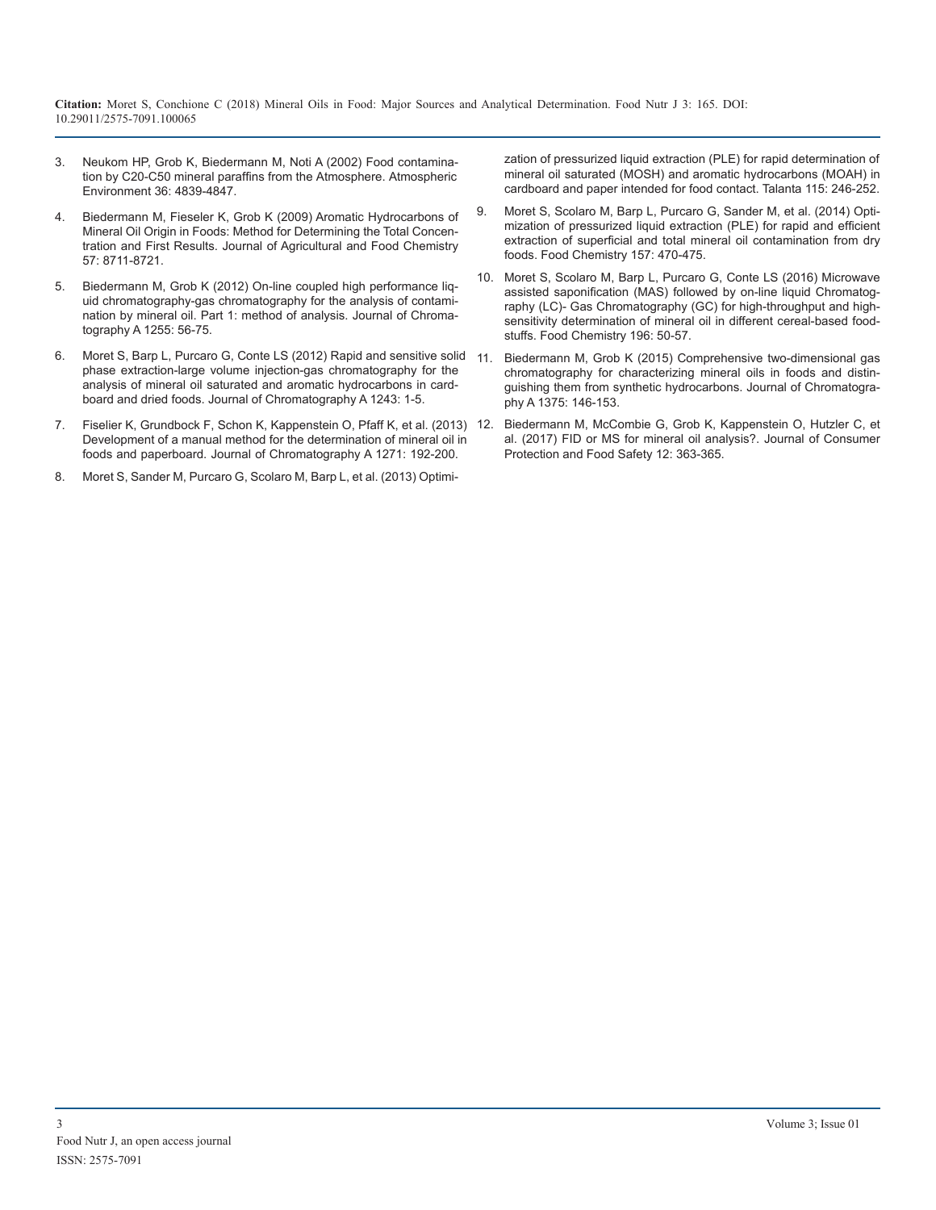3. Neukom HP, Grob K, Biedermann M, Noti A (2002) Food contamination by C20-C50 mineral paraffins from the Atmosphere. Atmospheric Environment 36: 4839-4847.

4. Biedermann M, Fieseler K, Grob K (2009) Aromatic Hydrocarbons of Mineral Oil Origin in Foods: Method for Determining the Total Concentration and First Results. Journal of Agricultural and Food Chemistry 57: 8711-8721.

5. Biedermann M, Grob K (2012) On-line coupled high performance liquid chromatography-gas chromatography for the analysis of contamination by mineral oil. Part 1: method of analysis. Journal of Chromatography A 1255: 56-75.

6. Moret S, Barp L, Purcaro G, Conte LS (2012) Rapid and sensitive solid phase extraction-large volume injection-gas chromatography for the analysis of mineral oil saturated and aromatic hydrocarbons in cardboard and dried foods. Journal of Chromatography A 1243: 1-5.

7. Fiselier K, Grundbock F, Schon K, Kappenstein O, Pfaff K, et al. (2013) Development of a manual method for the determination of mineral oil in foods and paperboard. Journal of Chromatography A 1271: 192-200.

8. Moret S, Sander M, Purcaro G, Scolaro M, Barp L, et al. (2013) Optimization of pressurized liquid extraction (PLE) for rapid determination of mineral oil saturated (MOSH) and aromatic hydrocarbons (MOAH) in cardboard and paper intended for food contact. Talanta 115: 246-252.

9. Moret S, Scolaro M, Barp L, Purcaro G, Sander M, et al. (2014) Optimization of pressurized liquid extraction (PLE) for rapid and efficient extraction of superficial and total mineral oil contamination from dry foods. Food Chemistry 157: 470-475.

10. Moret S, Scolaro M, Barp L, Purcaro G, Conte LS (2016) Microwave assisted saponification (MAS) followed by on-line liquid Chromatography (LC)- Gas Chromatography (GC) for high-throughput and high-sensitivity determination of mineral oil in different cereal-based foodstuffs. Food Chemistry 196: 50-57.

11. Biedermann M, Grob K (2015) Comprehensive two-dimensional gas chromatography for characterizing mineral oils in foods and distinguishing them from synthetic hydrocarbons. Journal of Chromatography A 1375: 146-153.

12. Biedermann M, McCombie G, Grob K, Kappenstein O, Hutzler C, et al. (2017) FID or MS for mineral oil analysis?. Journal of Consumer Protection and Food Safety 12: 363-365.